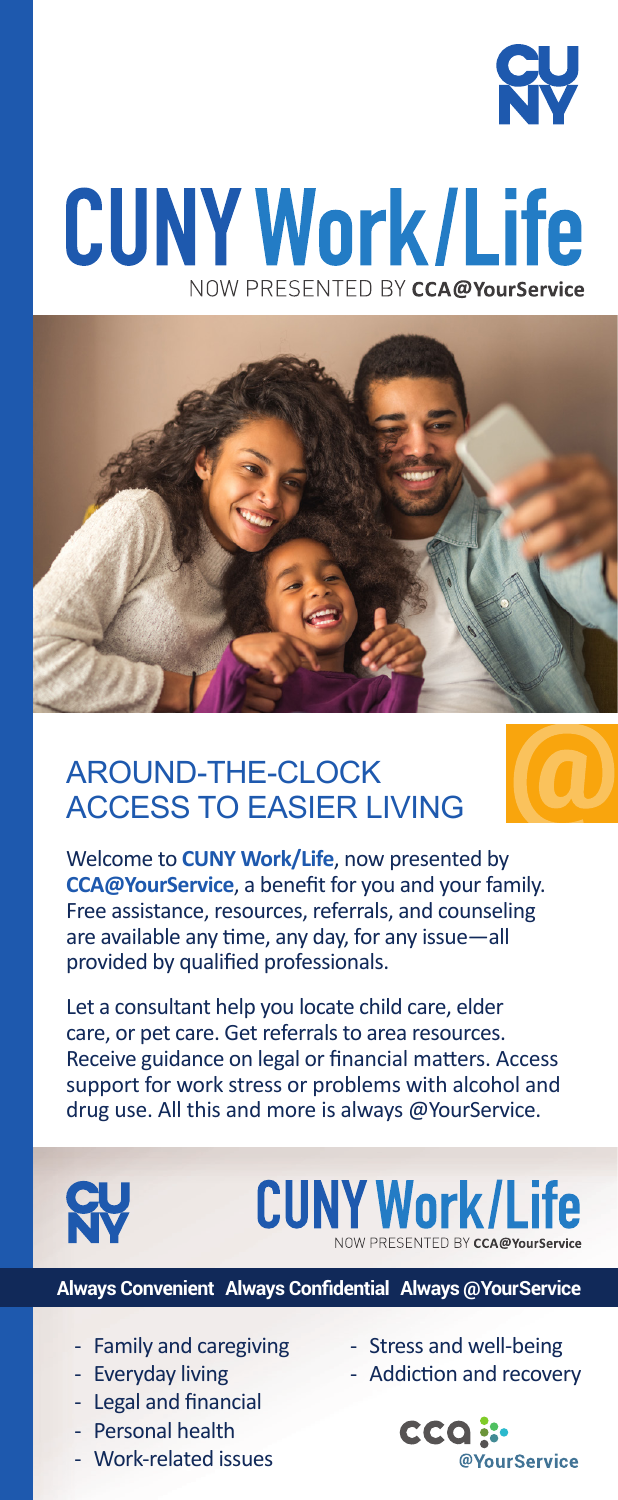# CUNY Work/Life

NOW PRESENTED BY **CCA@YourService**

## AROUND-THE-CLOCK ACCESS TO EASIER LIVING

Welcome to **CUNY Work/Life**, now presented by **CCA@YourService**, a benefit for you and your family. Free assistance, resources, referrals, and counseling are available any time, any day, for any issue—all provided by qualified professionals.

Let a consultant help you locate child care, elder care, or pet care. Get referrals to area resources. Receive guidance on legal or financial matters. Access support for work stress or problems with alcohol and drug use. All this and more is always @YourService.

## CUNY Work/Life

NOW PRESENTED BY **CCA@YourService**

**Always Convenient Always Confidential Always @YourService**

- Family and caregiving
- Everyday living
- Legal and financial
- Personal health
- Work-related issues
- Stress and well-being
- Addiction and recovery

CCA @YourService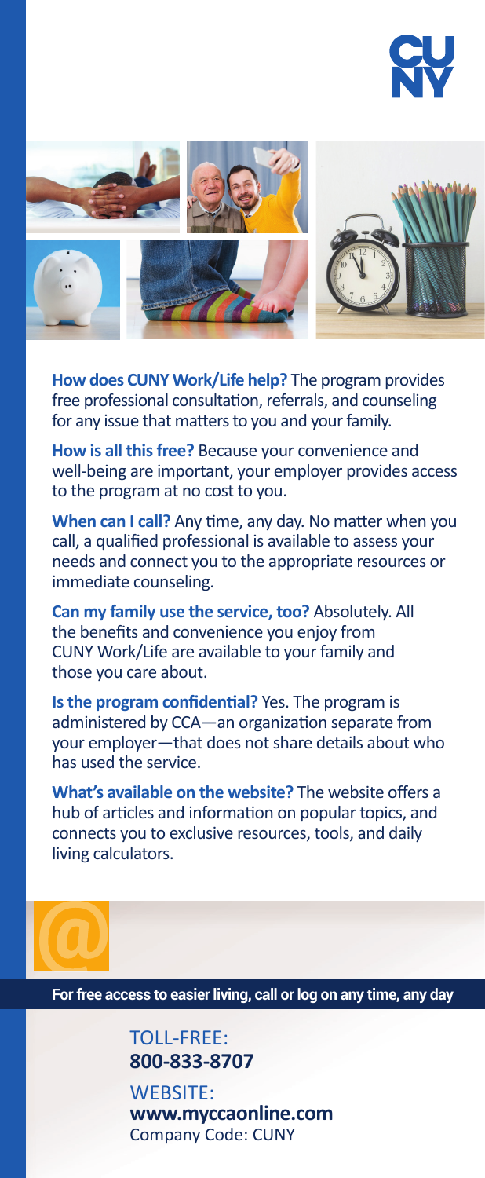**How does CUNY Work/Life help?** The program provides free professional consultation, referrals, and counseling for any issue that matters to you and your family.

**How is all this free?** Because your convenience and well-being are important, your employer provides access to the program at no cost to you.

**When can I call?** Any time, any day. No matter when you call, a qualified professional is available to assess your needs and connect you to the appropriate resources or immediate counseling.

**Can my family use the service, too?** Absolutely. All the benefits and convenience you enjoy from CUNY Work/Life are available to your family and those you care about.

**Is the program confidential?** Yes. The program is administered by CCA—an organization separate from your employer—that does not share details about who has used the service.

**What's available on the website?** The website offers a hub of articles and information on popular topics, and connects you to exclusive resources, tools, and daily living calculators.

**For free access to easier living, call or log on any time, any day**

TOLL-FREE:
**800-833-8707**

WEBSITE:
**www.myccaonline.com**
Company Code: CUNY